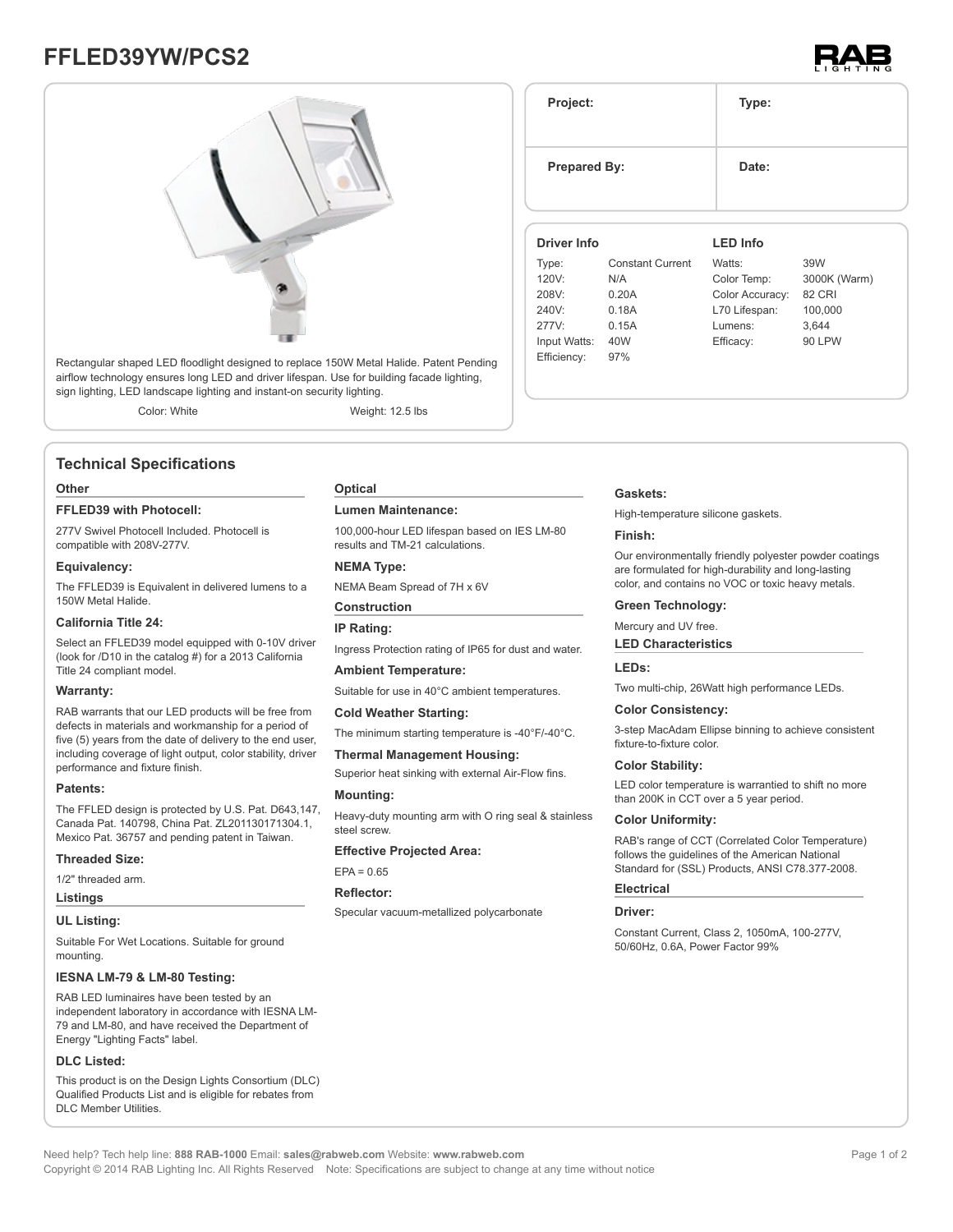# FFLED39YW/PCS2

RAB LIGHTING

Rectangular shaped LED floodlight designed to replace 150W Metal Halide. Patent Pending airflow technology ensures long LED and driver lifespan. Use for building facade lighting, sign lighting, LED landscape lighting and instant-on security lighting.

Color: White

Weight: 12.5 lbs

| Project: | Type: |
|---|---|
| **Prepared By:** | **Date:** |

**Driver Info**

| | |
|---|---|
| Type: | Constant Current |
| 120V: | N/A |
| 208V: | 0.20A |
| 240V: | 0.18A |
| 277V: | 0.15A |
| Input Watts: | 40W |
| Efficiency: | 97% |

**LED Info**

| | |
|---|---|
| Watts: | 39W |
| Color Temp: | 3000K (Warm) |
| Color Accuracy: | 82 CRI |
| L70 Lifespan: | 100,000 |
| Lumens: | 3,644 |
| Efficacy: | 90 LPW |

## Technical Specifications

### Other

**FFLED39 with Photocell:**

277V Swivel Photocell Included. Photocell is compatible with 208V-277V.

**Equivalency:**

The FFLED39 is Equivalent in delivered lumens to a 150W Metal Halide.

**California Title 24:**

Select an FFLED39 model equipped with 0-10V driver (look for /D10 in the catalog #) for a 2013 California Title 24 compliant model.

**Warranty:**

RAB warrants that our LED products will be free from defects in materials and workmanship for a period of five (5) years from the date of delivery to the end user, including coverage of light output, color stability, driver performance and fixture finish.

**Patents:**

The FFLED design is protected by U.S. Pat. D643,147, Canada Pat. 140798, China Pat. ZL201130171304.1, Mexico Pat. 36757 and pending patent in Taiwan.

**Threaded Size:**

1/2" threaded arm.

### Listings

**UL Listing:**

Suitable For Wet Locations. Suitable for ground mounting.

**IESNA LM-79 & LM-80 Testing:**

RAB LED luminaires have been tested by an independent laboratory in accordance with IESNA LM-79 and LM-80, and have received the Department of Energy "Lighting Facts" label.

**DLC Listed:**

This product is on the Design Lights Consortium (DLC) Qualified Products List and is eligible for rebates from DLC Member Utilities.

### Optical

**Lumen Maintenance:**

100,000-hour LED lifespan based on IES LM-80 results and TM-21 calculations.

**NEMA Type:**

NEMA Beam Spread of 7H x 6V

### Construction

**IP Rating:**

Ingress Protection rating of IP65 for dust and water.

**Ambient Temperature:**

Suitable for use in 40°C ambient temperatures.

**Cold Weather Starting:**

The minimum starting temperature is -40°F/-40°C.

**Thermal Management Housing:**

Superior heat sinking with external Air-Flow fins.

**Mounting:**

Heavy-duty mounting arm with O ring seal & stainless steel screw.

**Effective Projected Area:**

EPA = 0.65

**Reflector:**

Specular vacuum-metallized polycarbonate

**Gaskets:**

High-temperature silicone gaskets.

**Finish:**

Our environmentally friendly polyester powder coatings are formulated for high-durability and long-lasting color, and contains no VOC or toxic heavy metals.

**Green Technology:**

Mercury and UV free.

### LED Characteristics

**LEDs:**

Two multi-chip, 26Watt high performance LEDs.

**Color Consistency:**

3-step MacAdam Ellipse binning to achieve consistent fixture-to-fixture color.

**Color Stability:**

LED color temperature is warrantied to shift no more than 200K in CCT over a 5 year period.

**Color Uniformity:**

RAB's range of CCT (Correlated Color Temperature) follows the guidelines of the American National Standard for (SSL) Products, ANSI C78.377-2008.

### Electrical

**Driver:**

Constant Current, Class 2, 1050mA, 100-277V, 50/60Hz, 0.6A, Power Factor 99%

Need help? Tech help line: **888 RAB-1000** Email: **sales@rabweb.com** Website: **www.rabweb.com**

Copyright © 2014 RAB Lighting Inc. All Rights Reserved Note: Specifications are subject to change at any time without notice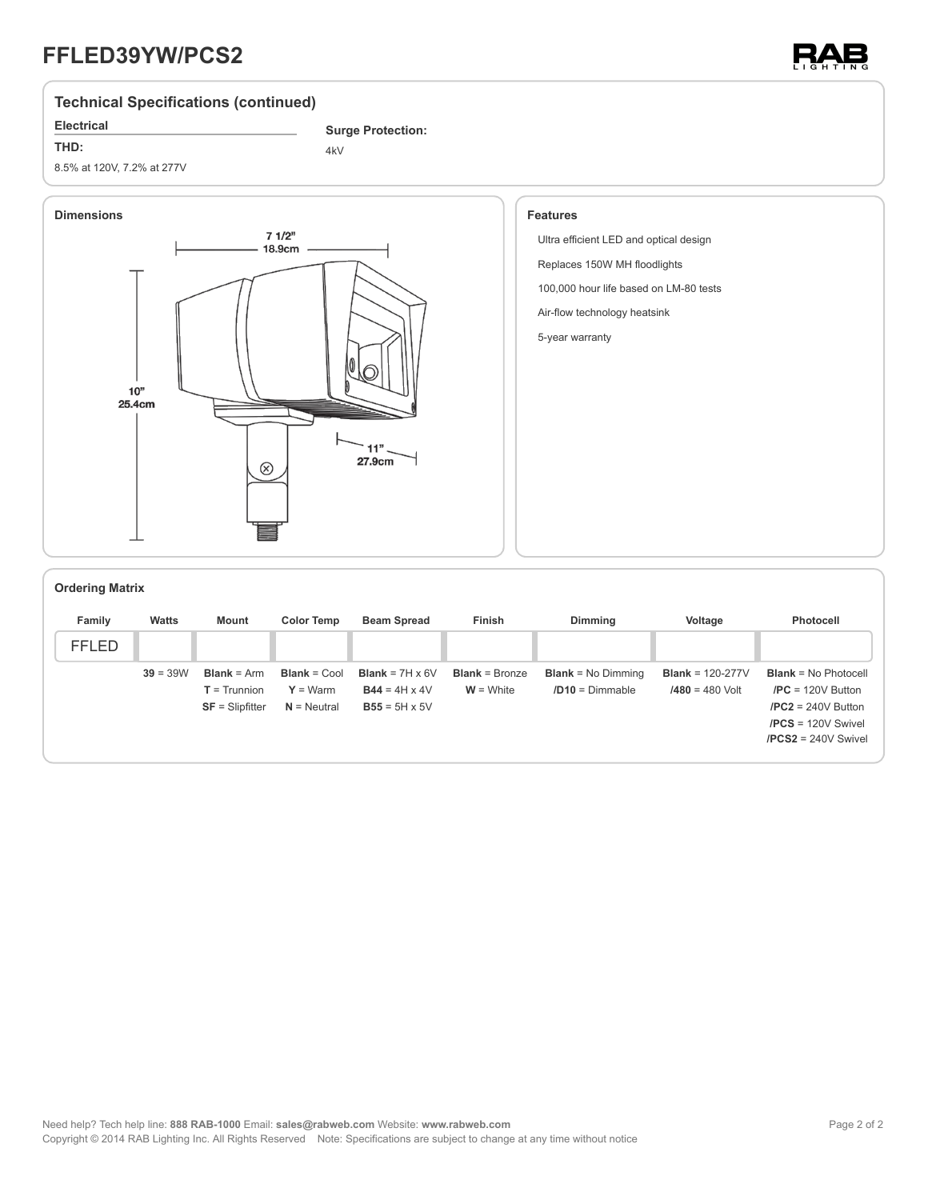# FFLED39YW/PCS2

## Technical Specifications (continued)

### Electrical

**THD:**

8.5% at 120V, 7.2% at 277V

**Surge Protection:**

4kV

## Dimensions

7 1/2"
18.9cm

10"
25.4cm

11"
27.9cm

## Features

Ultra efficient LED and optical design

Replaces 150W MH floodlights

100,000 hour life based on LM-80 tests

Air-flow technology heatsink

5-year warranty

## Ordering Matrix

| Family | Watts | Mount | Color Temp | Beam Spread | Finish | Dimming | Voltage | Photocell |
|---|---|---|---|---|---|---|---|---|
| FFLED | | | | | | | | |
| | **39** = 39W | **Blank** = Arm | **Blank** = Cool | **Blank** = 7H x 6V | **Blank** = Bronze | **Blank** = No Dimming | **Blank** = 120-277V | **Blank** = No Photocell |
| | | **T** = Trunnion | **Y** = Warm | **B44** = 4H x 4V | **W** = White | **/D10** = Dimmable | **/480** = 480 Volt | **/PC** = 120V Button |
| | | **SF** = Slipfitter | **N** = Neutral | **B55** = 5H x 5V | | | | **/PC2** = 240V Button |
| | | | | | | | | **/PCS** = 120V Swivel |
| | | | | | | | | **/PCS2** = 240V Swivel |

Need help? Tech help line: **888 RAB-1000** Email: **sales@rabweb.com** Website: **www.rabweb.com**
Copyright © 2014 RAB Lighting Inc. All Rights Reserved Note: Specifications are subject to change at any time without notice